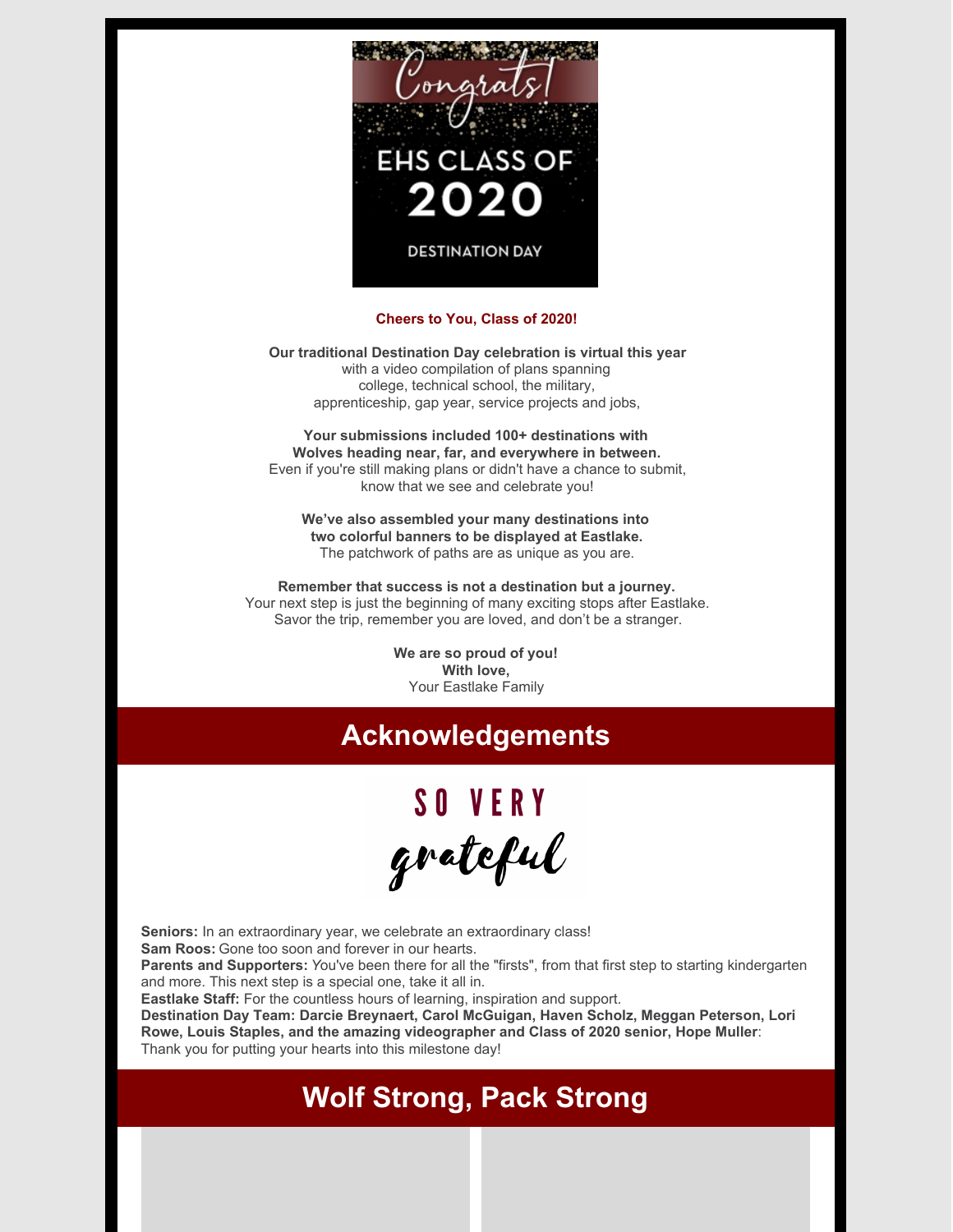Congrats!

EHS CLASS OF 2020

DESTINATION DAY

**Cheers to You, Class of 2020!**

**Our traditional Destination Day celebration is virtual this year**
with a video compilation of plans spanning
college, technical school, the military,
apprenticeship, gap year, service projects and jobs,

**Your submissions included 100+ destinations with
Wolves heading near, far, and everywhere in between.**
Even if you're still making plans or didn't have a chance to submit,
know that we see and celebrate you!

**We've also assembled your many destinations into
two colorful banners to be displayed at Eastlake.**
The patchwork of paths are as unique as you are.

**Remember that success is not a destination but a journey.**
Your next step is just the beginning of many exciting stops after Eastlake.
Savor the trip, remember you are loved, and don't be a stranger.

**We are so proud of you!
With love,**
Your Eastlake Family

## Acknowledgements

SO VERY
*grateful*

**Seniors:** In an extraordinary year, we celebrate an extraordinary class!
**Sam Roos:** Gone too soon and forever in our hearts.
**Parents and Supporters:** You've been there for all the "firsts", from that first step to starting kindergarten and more. This next step is a special one, take it all in.
**Eastlake Staff:** For the countless hours of learning, inspiration and support.
**Destination Day Team: Darcie Breynaert, Carol McGuigan, Haven Scholz, Meggan Peterson, Lori Rowe, Louis Staples, and the amazing videographer and Class of 2020 senior, Hope Muller**: Thank you for putting your hearts into this milestone day!

## Wolf Strong, Pack Strong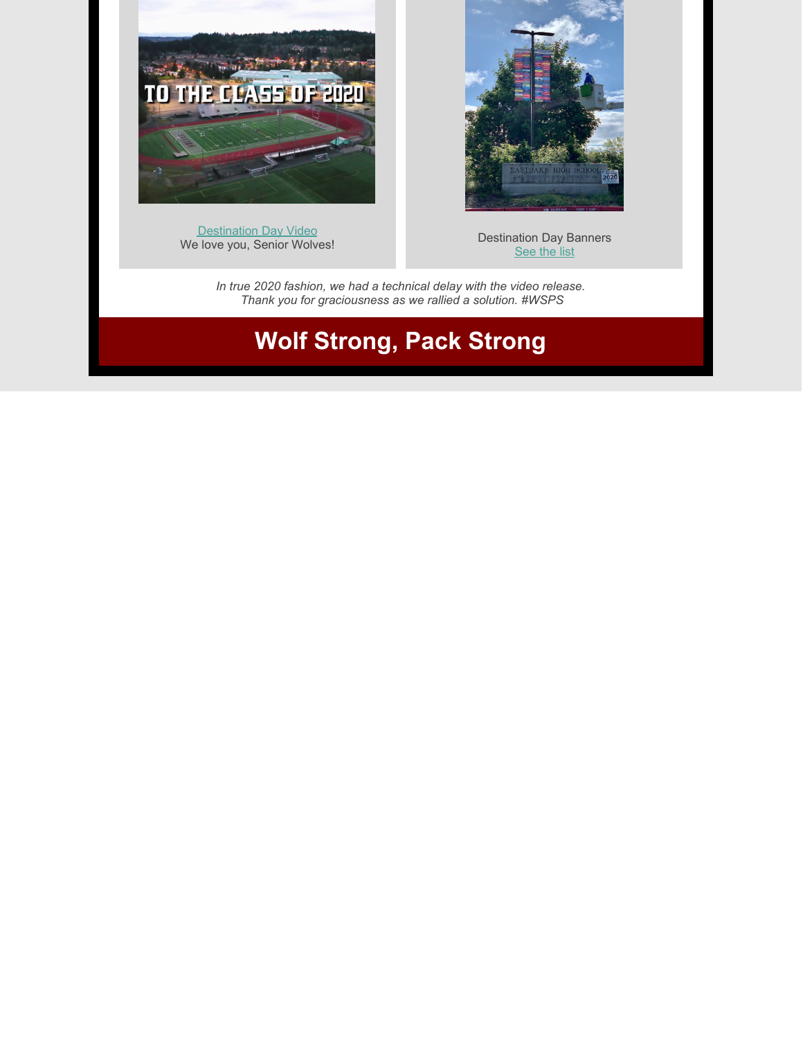Destination Day Video
We love you, Senior Wolves!

Destination Day Banners
See the list

*In true 2020 fashion, we had a technical delay with the video release.*
*Thank you for graciousness as we rallied a solution. #WSPS*

## Wolf Strong, Pack Strong